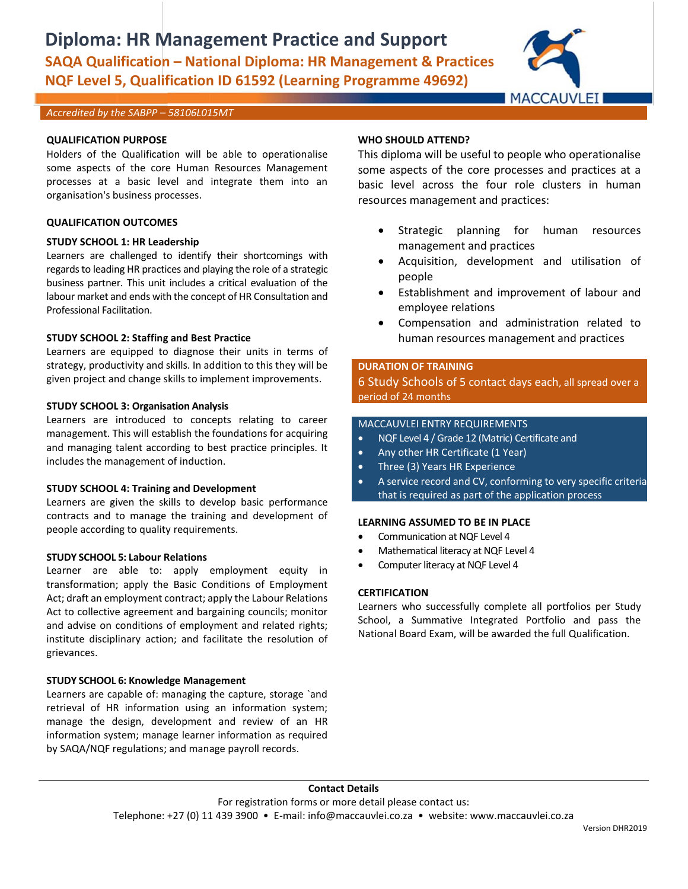# Diploma: HR Management Practice and Support

## SAQA Qualification – National Diploma: HR Management & Practices
## NQF Level 5, Qualification ID 61592 (Learning Programme 49692)

MACCAUVLEI

*Accredited by the SABPP – 58106L015MT*

**QUALIFICATION PURPOSE**

Holders of the Qualification will be able to operationalise some aspects of the core Human Resources Management processes at a basic level and integrate them into an organisation's business processes.

**QUALIFICATION OUTCOMES**

**STUDY SCHOOL 1: HR Leadership**

Learners are challenged to identify their shortcomings with regards to leading HR practices and playing the role of a strategic business partner. This unit includes a critical evaluation of the labour market and ends with the concept of HR Consultation and Professional Facilitation.

**STUDY SCHOOL 2: Staffing and Best Practice**

Learners are equipped to diagnose their units in terms of strategy, productivity and skills. In addition to this they will be given project and change skills to implement improvements.

**STUDY SCHOOL 3: Organisation Analysis**

Learners are introduced to concepts relating to career management. This will establish the foundations for acquiring and managing talent according to best practice principles. It includes the management of induction.

**STUDY SCHOOL 4: Training and Development**

Learners are given the skills to develop basic performance contracts and to manage the training and development of people according to quality requirements.

**STUDY SCHOOL 5: Labour Relations**

Learner are able to: apply employment equity in transformation; apply the Basic Conditions of Employment Act; draft an employment contract; apply the Labour Relations Act to collective agreement and bargaining councils; monitor and advise on conditions of employment and related rights; institute disciplinary action; and facilitate the resolution of grievances.

**STUDY SCHOOL 6: Knowledge Management**

Learners are capable of: managing the capture, storage `and retrieval of HR information using an information system; manage the design, development and review of an HR information system; manage learner information as required by SAQA/NQF regulations; and manage payroll records.

**WHO SHOULD ATTEND?**

This diploma will be useful to people who operationalise some aspects of the core processes and practices at a basic level across the four role clusters in human resources management and practices:

- Strategic planning for human resources management and practices
- Acquisition, development and utilisation of people
- Establishment and improvement of labour and employee relations
- Compensation and administration related to human resources management and practices

**DURATION OF TRAINING**

6 Study Schools of 5 contact days each, all spread over a period of 24 months

MACCAUVLEI ENTRY REQUIREMENTS

- NQF Level 4 / Grade 12 (Matric) Certificate and
- Any other HR Certificate (1 Year)
- Three (3) Years HR Experience
- A service record and CV, conforming to very specific criteria that is required as part of the application process

**LEARNING ASSUMED TO BE IN PLACE**

- Communication at NQF Level 4
- Mathematical literacy at NQF Level 4
- Computer literacy at NQF Level 4

**CERTIFICATION**

Learners who successfully complete all portfolios per Study School, a Summative Integrated Portfolio and pass the National Board Exam, will be awarded the full Qualification.

**Contact Details**

For registration forms or more detail please contact us:

Telephone: +27 (0) 11 439 3900 • E-mail: info@maccauvlei.co.za • website: www.maccauvlei.co.za

Version DHR2019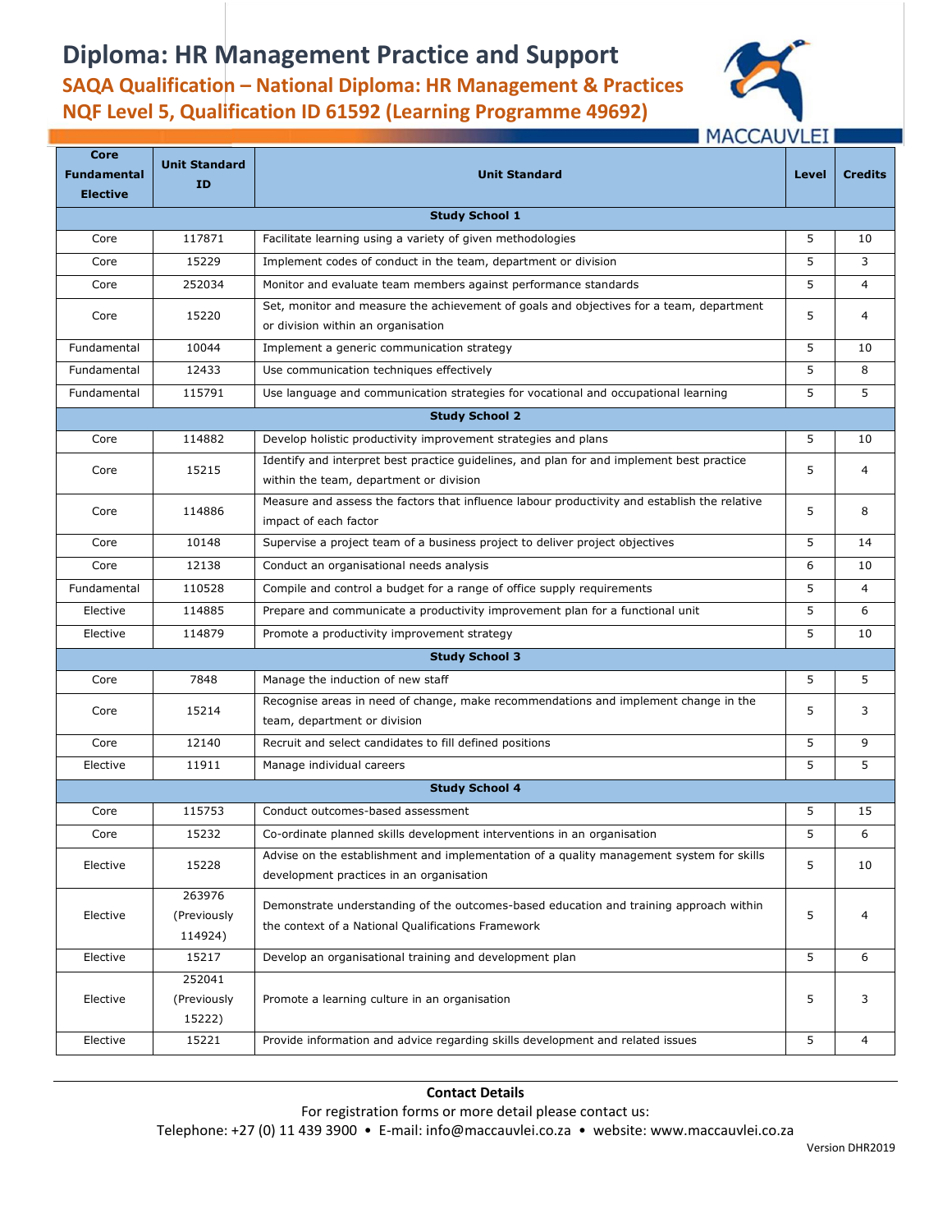# Diploma: HR Management Practice and Support

## SAQA Qualification – National Diploma: HR Management & Practices
## NQF Level 5, Qualification ID 61592 (Learning Programme 49692)

| Core Fundamental Elective | Unit Standard ID | Unit Standard | Level | Credits |
|---|---|---|---|---|
| **Study School 1** | | | | |
| Core | 117871 | Facilitate learning using a variety of given methodologies | 5 | 10 |
| Core | 15229 | Implement codes of conduct in the team, department or division | 5 | 3 |
| Core | 252034 | Monitor and evaluate team members against performance standards | 5 | 4 |
| Core | 15220 | Set, monitor and measure the achievement of goals and objectives for a team, department or division within an organisation | 5 | 4 |
| Fundamental | 10044 | Implement a generic communication strategy | 5 | 10 |
| Fundamental | 12433 | Use communication techniques effectively | 5 | 8 |
| Fundamental | 115791 | Use language and communication strategies for vocational and occupational learning | 5 | 5 |
| **Study School 2** | | | | |
| Core | 114882 | Develop holistic productivity improvement strategies and plans | 5 | 10 |
| Core | 15215 | Identify and interpret best practice guidelines, and plan for and implement best practice within the team, department or division | 5 | 4 |
| Core | 114886 | Measure and assess the factors that influence labour productivity and establish the relative impact of each factor | 5 | 8 |
| Core | 10148 | Supervise a project team of a business project to deliver project objectives | 5 | 14 |
| Core | 12138 | Conduct an organisational needs analysis | 6 | 10 |
| Fundamental | 110528 | Compile and control a budget for a range of office supply requirements | 5 | 4 |
| Elective | 114885 | Prepare and communicate a productivity improvement plan for a functional unit | 5 | 6 |
| Elective | 114879 | Promote a productivity improvement strategy | 5 | 10 |
| **Study School 3** | | | | |
| Core | 7848 | Manage the induction of new staff | 5 | 5 |
| Core | 15214 | Recognise areas in need of change, make recommendations and implement change in the team, department or division | 5 | 3 |
| Core | 12140 | Recruit and select candidates to fill defined positions | 5 | 9 |
| Elective | 11911 | Manage individual careers | 5 | 5 |
| **Study School 4** | | | | |
| Core | 115753 | Conduct outcomes-based assessment | 5 | 15 |
| Core | 15232 | Co-ordinate planned skills development interventions in an organisation | 5 | 6 |
| Elective | 15228 | Advise on the establishment and implementation of a quality management system for skills development practices in an organisation | 5 | 10 |
| Elective | 263976 (Previously 114924) | Demonstrate understanding of the outcomes-based education and training approach within the context of a National Qualifications Framework | 5 | 4 |
| Elective | 15217 | Develop an organisational training and development plan | 5 | 6 |
| Elective | 252041 (Previously 15222) | Promote a learning culture in an organisation | 5 | 3 |
| Elective | 15221 | Provide information and advice regarding skills development and related issues | 5 | 4 |

**Contact Details**

For registration forms or more detail please contact us:

Telephone: +27 (0) 11 439 3900 • E-mail: info@maccauvlei.co.za • website: www.maccauvlei.co.za

Version DHR2019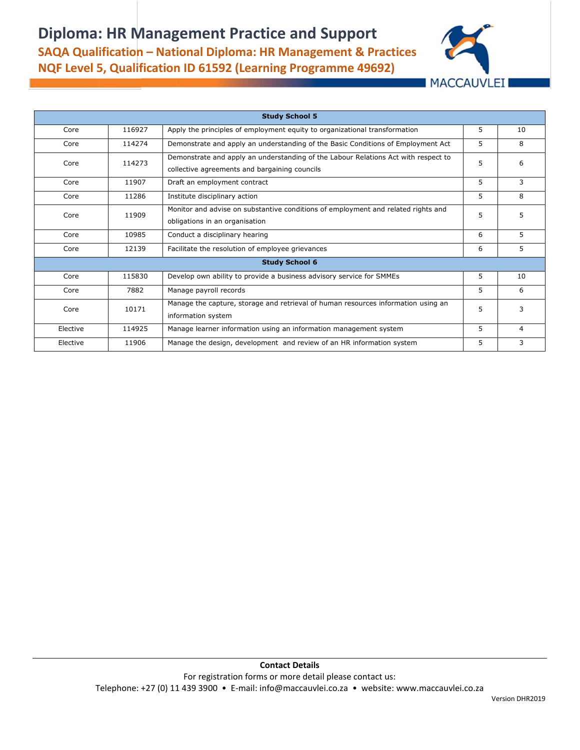| | | | | |
|---|---|---|---|---|
| **Study School 5** | | | | |
| Core | 116927 | Apply the principles of employment equity to organizational transformation | 5 | 10 |
| Core | 114274 | Demonstrate and apply an understanding of the Basic Conditions of Employment Act | 5 | 8 |
| Core | 114273 | Demonstrate and apply an understanding of the Labour Relations Act with respect to collective agreements and bargaining councils | 5 | 6 |
| Core | 11907 | Draft an employment contract | 5 | 3 |
| Core | 11286 | Institute disciplinary action | 5 | 8 |
| Core | 11909 | Monitor and advise on substantive conditions of employment and related rights and obligations in an organisation | 5 | 5 |
| Core | 10985 | Conduct a disciplinary hearing | 6 | 5 |
| Core | 12139 | Facilitate the resolution of employee grievances | 6 | 5 |
| **Study School 6** | | | | |
| Core | 115830 | Develop own ability to provide a business advisory service for SMMEs | 5 | 10 |
| Core | 7882 | Manage payroll records | 5 | 6 |
| Core | 10171 | Manage the capture, storage and retrieval of human resources information using an information system | 5 | 3 |
| Elective | 114925 | Manage learner information using an information management system | 5 | 4 |
| Elective | 11906 | Manage the design, development and review of an HR information system | 5 | 3 |

**Contact Details**

For registration forms or more detail please contact us:

Telephone: +27 (0) 11 439 3900 • E-mail: info@maccauvlei.co.za • website: www.maccauvlei.co.za